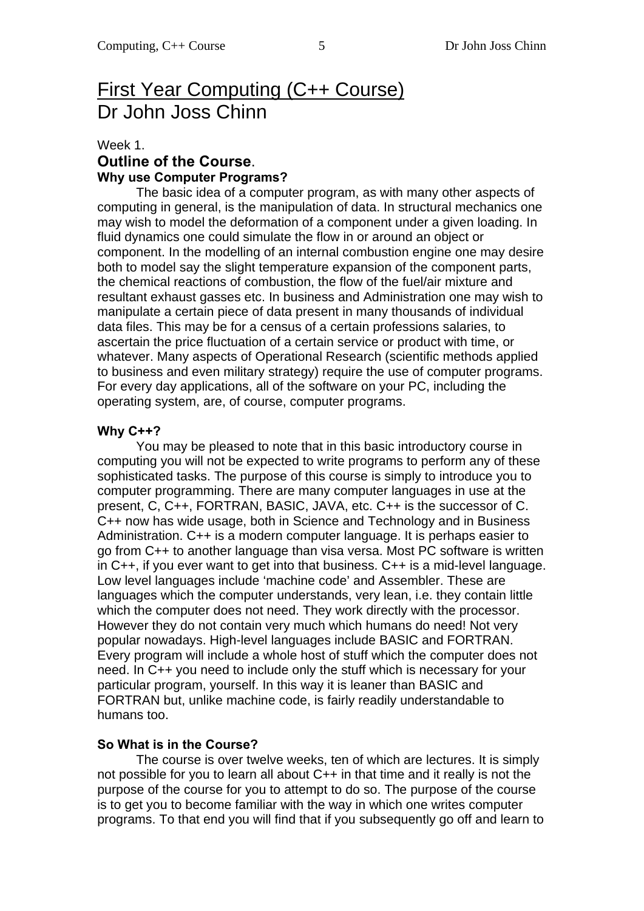# First Year Computing (C++ Course)
# Dr John Joss Chinn

Week 1.

## Outline of the Course.

### Why use Computer Programs?

The basic idea of a computer program, as with many other aspects of computing in general, is the manipulation of data. In structural mechanics one may wish to model the deformation of a component under a given loading. In fluid dynamics one could simulate the flow in or around an object or component. In the modelling of an internal combustion engine one may desire both to model say the slight temperature expansion of the component parts, the chemical reactions of combustion, the flow of the fuel/air mixture and resultant exhaust gasses etc. In business and Administration one may wish to manipulate a certain piece of data present in many thousands of individual data files. This may be for a census of a certain professions salaries, to ascertain the price fluctuation of a certain service or product with time, or whatever. Many aspects of Operational Research (scientific methods applied to business and even military strategy) require the use of computer programs. For every day applications, all of the software on your PC, including the operating system, are, of course, computer programs.

### Why C++?

You may be pleased to note that in this basic introductory course in computing you will not be expected to write programs to perform any of these sophisticated tasks. The purpose of this course is simply to introduce you to computer programming. There are many computer languages in use at the present, C, C++, FORTRAN, BASIC, JAVA, etc. C++ is the successor of C. C++ now has wide usage, both in Science and Technology and in Business Administration. C++ is a modern computer language. It is perhaps easier to go from C++ to another language than visa versa. Most PC software is written in C++, if you ever want to get into that business. C++ is a mid-level language. Low level languages include 'machine code' and Assembler. These are languages which the computer understands, very lean, i.e. they contain little which the computer does not need. They work directly with the processor. However they do not contain very much which humans do need! Not very popular nowadays. High-level languages include BASIC and FORTRAN. Every program will include a whole host of stuff which the computer does not need. In C++ you need to include only the stuff which is necessary for your particular program, yourself. In this way it is leaner than BASIC and FORTRAN but, unlike machine code, is fairly readily understandable to humans too.

### So What is in the Course?

The course is over twelve weeks, ten of which are lectures. It is simply not possible for you to learn all about C++ in that time and it really is not the purpose of the course for you to attempt to do so. The purpose of the course is to get you to become familiar with the way in which one writes computer programs. To that end you will find that if you subsequently go off and learn to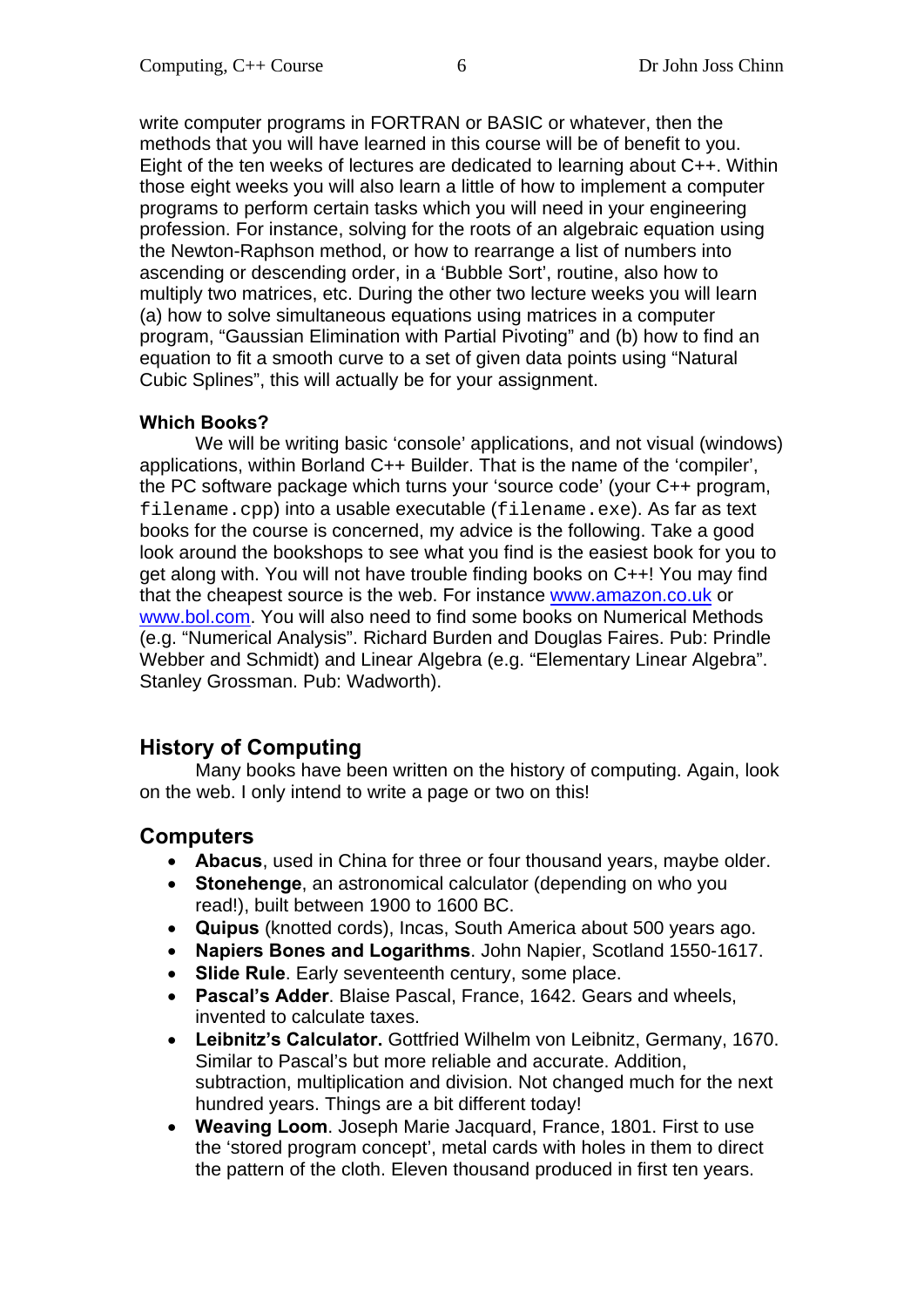write computer programs in FORTRAN or BASIC or whatever, then the methods that you will have learned in this course will be of benefit to you. Eight of the ten weeks of lectures are dedicated to learning about C++. Within those eight weeks you will also learn a little of how to implement a computer programs to perform certain tasks which you will need in your engineering profession. For instance, solving for the roots of an algebraic equation using the Newton-Raphson method, or how to rearrange a list of numbers into ascending or descending order, in a 'Bubble Sort', routine, also how to multiply two matrices, etc. During the other two lecture weeks you will learn (a) how to solve simultaneous equations using matrices in a computer program, "Gaussian Elimination with Partial Pivoting" and (b) how to find an equation to fit a smooth curve to a set of given data points using "Natural Cubic Splines", this will actually be for your assignment.

**Which Books?**

We will be writing basic 'console' applications, and not visual (windows) applications, within Borland C++ Builder. That is the name of the 'compiler', the PC software package which turns your 'source code' (your C++ program, `filename.cpp`) into a usable executable (`filename.exe`). As far as text books for the course is concerned, my advice is the following. Take a good look around the bookshops to see what you find is the easiest book for you to get along with. You will not have trouble finding books on C++! You may find that the cheapest source is the web. For instance www.amazon.co.uk or www.bol.com. You will also need to find some books on Numerical Methods (e.g. "Numerical Analysis". Richard Burden and Douglas Faires. Pub: Prindle Webber and Schmidt) and Linear Algebra (e.g. "Elementary Linear Algebra". Stanley Grossman. Pub: Wadworth).

## History of Computing

Many books have been written on the history of computing. Again, look on the web. I only intend to write a page or two on this!

## Computers

- **Abacus**, used in China for three or four thousand years, maybe older.
- **Stonehenge**, an astronomical calculator (depending on who you read!), built between 1900 to 1600 BC.
- **Quipus** (knotted cords), Incas, South America about 500 years ago.
- **Napiers Bones and Logarithms**. John Napier, Scotland 1550-1617.
- **Slide Rule**. Early seventeenth century, some place.
- **Pascal's Adder**. Blaise Pascal, France, 1642. Gears and wheels, invented to calculate taxes.
- **Leibnitz's Calculator.** Gottfried Wilhelm von Leibnitz, Germany, 1670. Similar to Pascal's but more reliable and accurate. Addition, subtraction, multiplication and division. Not changed much for the next hundred years. Things are a bit different today!
- **Weaving Loom**. Joseph Marie Jacquard, France, 1801. First to use the 'stored program concept', metal cards with holes in them to direct the pattern of the cloth. Eleven thousand produced in first ten years.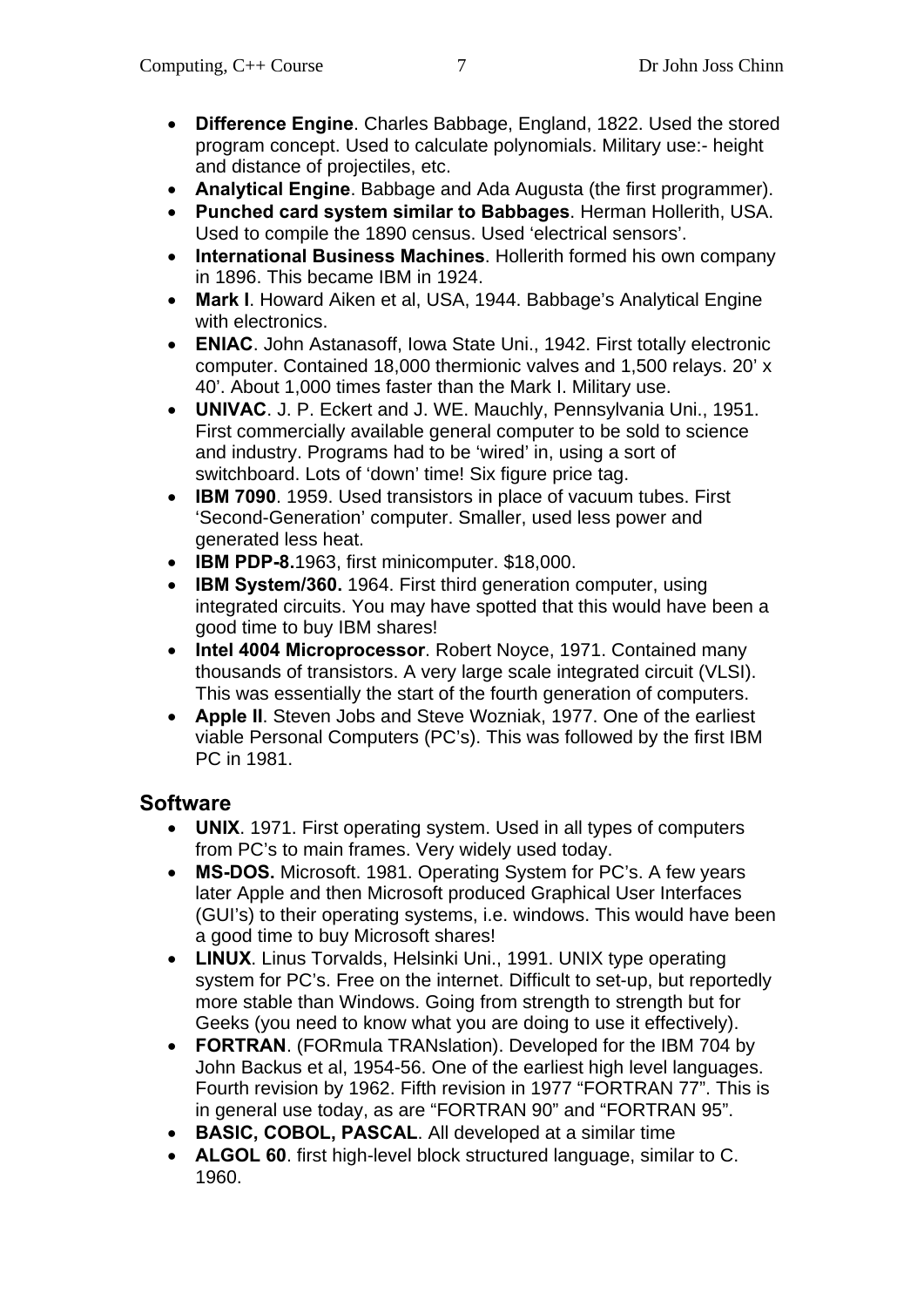- **Difference Engine**. Charles Babbage, England, 1822. Used the stored program concept. Used to calculate polynomials. Military use:- height and distance of projectiles, etc.
- **Analytical Engine**. Babbage and Ada Augusta (the first programmer).
- **Punched card system similar to Babbages**. Herman Hollerith, USA. Used to compile the 1890 census. Used 'electrical sensors'.
- **International Business Machines**. Hollerith formed his own company in 1896. This became IBM in 1924.
- **Mark I**. Howard Aiken et al, USA, 1944. Babbage's Analytical Engine with electronics.
- **ENIAC**. John Astanasoff, Iowa State Uni., 1942. First totally electronic computer. Contained 18,000 thermionic valves and 1,500 relays. 20' x 40'. About 1,000 times faster than the Mark I. Military use.
- **UNIVAC**. J. P. Eckert and J. WE. Mauchly, Pennsylvania Uni., 1951. First commercially available general computer to be sold to science and industry. Programs had to be 'wired' in, using a sort of switchboard. Lots of 'down' time! Six figure price tag.
- **IBM 7090**. 1959. Used transistors in place of vacuum tubes. First 'Second-Generation' computer. Smaller, used less power and generated less heat.
- **IBM PDP-8.**1963, first minicomputer. $18,000.
- **IBM System/360.** 1964. First third generation computer, using integrated circuits. You may have spotted that this would have been a good time to buy IBM shares!
- **Intel 4004 Microprocessor**. Robert Noyce, 1971. Contained many thousands of transistors. A very large scale integrated circuit (VLSI). This was essentially the start of the fourth generation of computers.
- **Apple II**. Steven Jobs and Steve Wozniak, 1977. One of the earliest viable Personal Computers (PC's). This was followed by the first IBM PC in 1981.

## Software

- **UNIX**. 1971. First operating system. Used in all types of computers from PC's to main frames. Very widely used today.
- **MS-DOS.** Microsoft. 1981. Operating System for PC's. A few years later Apple and then Microsoft produced Graphical User Interfaces (GUI's) to their operating systems, i.e. windows. This would have been a good time to buy Microsoft shares!
- **LINUX**. Linus Torvalds, Helsinki Uni., 1991. UNIX type operating system for PC's. Free on the internet. Difficult to set-up, but reportedly more stable than Windows. Going from strength to strength but for Geeks (you need to know what you are doing to use it effectively).
- **FORTRAN**. (FORmula TRANslation). Developed for the IBM 704 by John Backus et al, 1954-56. One of the earliest high level languages. Fourth revision by 1962. Fifth revision in 1977 "FORTRAN 77". This is in general use today, as are "FORTRAN 90" and "FORTRAN 95".
- **BASIC, COBOL, PASCAL**. All developed at a similar time
- **ALGOL 60**. first high-level block structured language, similar to C. 1960.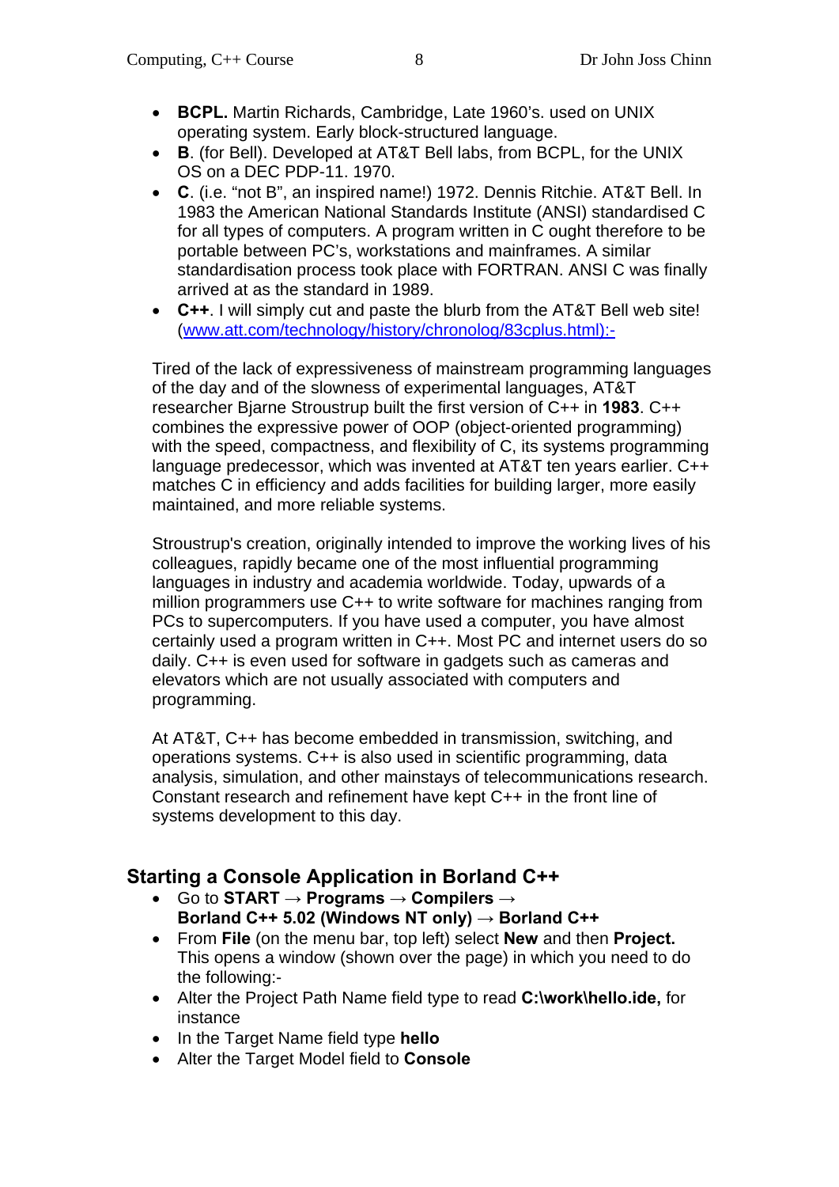- **BCPL.** Martin Richards, Cambridge, Late 1960's. used on UNIX operating system. Early block-structured language.
- **B**. (for Bell). Developed at AT&T Bell labs, from BCPL, for the UNIX OS on a DEC PDP-11. 1970.
- **C**. (i.e. "not B", an inspired name!) 1972. Dennis Ritchie. AT&T Bell. In 1983 the American National Standards Institute (ANSI) standardised C for all types of computers. A program written in C ought therefore to be portable between PC's, workstations and mainframes. A similar standardisation process took place with FORTRAN. ANSI C was finally arrived at as the standard in 1989.
- **C++**. I will simply cut and paste the blurb from the AT&T Bell web site! (www.att.com/technology/history/chronolog/83cplus.html):-

Tired of the lack of expressiveness of mainstream programming languages of the day and of the slowness of experimental languages, AT&T researcher Bjarne Stroustrup built the first version of C++ in **1983**. C++ combines the expressive power of OOP (object-oriented programming) with the speed, compactness, and flexibility of C, its systems programming language predecessor, which was invented at AT&T ten years earlier. C++ matches C in efficiency and adds facilities for building larger, more easily maintained, and more reliable systems.

Stroustrup's creation, originally intended to improve the working lives of his colleagues, rapidly became one of the most influential programming languages in industry and academia worldwide. Today, upwards of a million programmers use C++ to write software for machines ranging from PCs to supercomputers. If you have used a computer, you have almost certainly used a program written in C++. Most PC and internet users do so daily. C++ is even used for software in gadgets such as cameras and elevators which are not usually associated with computers and programming.

At AT&T, C++ has become embedded in transmission, switching, and operations systems. C++ is also used in scientific programming, data analysis, simulation, and other mainstays of telecommunications research. Constant research and refinement have kept C++ in the front line of systems development to this day.

## Starting a Console Application in Borland C++

- Go to **START → Programs → Compilers → Borland C++ 5.02 (Windows NT only) → Borland C++**
- From **File** (on the menu bar, top left) select **New** and then **Project.** This opens a window (shown over the page) in which you need to do the following:-
- Alter the Project Path Name field type to read **C:\work\hello.ide,** for instance
- In the Target Name field type **hello**
- Alter the Target Model field to **Console**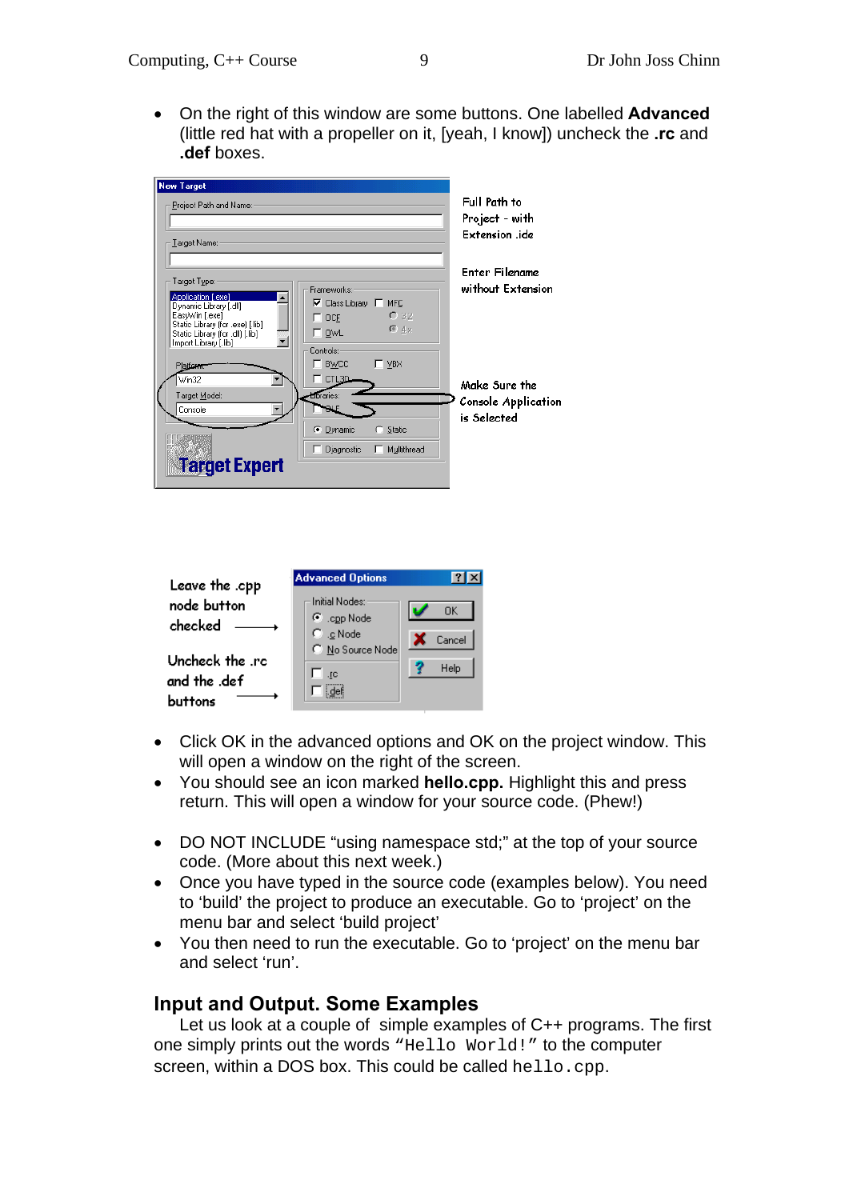- On the right of this window are some buttons. One labelled **Advanced** (little red hat with a propeller on it, [yeah, I know]) uncheck the **.rc** and **.def** boxes.

Full Path to Project - with Extension .ide

Enter Filename without Extension

Make Sure the Console Application is Selected

Leave the .cpp node button checked

Uncheck the .rc and the .def buttons

- Click OK in the advanced options and OK on the project window. This will open a window on the right of the screen.
- You should see an icon marked **hello.cpp.** Highlight this and press return. This will open a window for your source code. (Phew!)

- DO NOT INCLUDE "using namespace std;" at the top of your source code. (More about this next week.)
- Once you have typed in the source code (examples below). You need to 'build' the project to produce an executable. Go to 'project' on the menu bar and select 'build project'
- You then need to run the executable. Go to 'project' on the menu bar and select 'run'.

## Input and Output. Some Examples

Let us look at a couple of simple examples of C++ programs. The first one simply prints out the words `"Hello World!"` to the computer screen, within a DOS box. This could be called `hello.cpp`.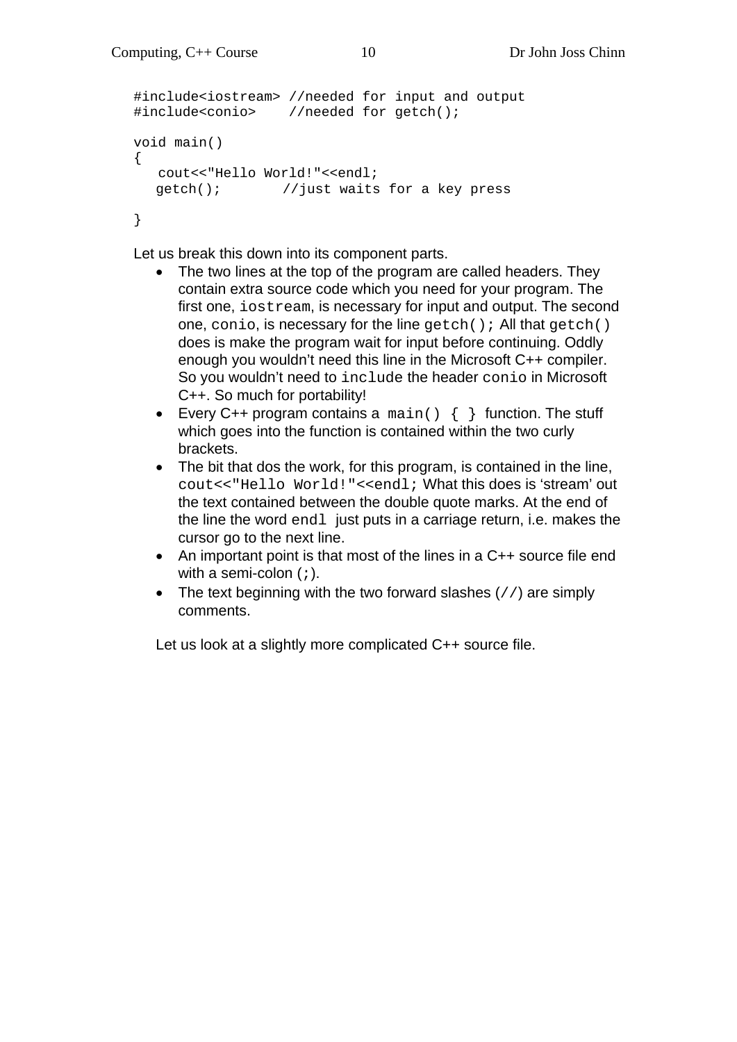```
#include<iostream> //needed for input and output
#include<conio>    //needed for getch();

void main()
{
   cout<<"Hello World!"<<endl;
   getch();       //just waits for a key press

}
```

Let us break this down into its component parts.

- The two lines at the top of the program are called headers. They contain extra source code which you need for your program. The first one, `iostream`, is necessary for input and output. The second one, `conio`, is necessary for the line `getch();` All that `getch()` does is make the program wait for input before continuing. Oddly enough you wouldn't need this line in the Microsoft C++ compiler. So you wouldn't need to `include` the header `conio` in Microsoft C++. So much for portability!
- Every C++ program contains a `main() { }` function. The stuff which goes into the function is contained within the two curly brackets.
- The bit that dos the work, for this program, is contained in the line, `cout<<"Hello World!"<<endl;` What this does is 'stream' out the text contained between the double quote marks. At the end of the line the word `endl` just puts in a carriage return, i.e. makes the cursor go to the next line.
- An important point is that most of the lines in a C++ source file end with a semi-colon (`;`).
- The text beginning with the two forward slashes (`//`) are simply comments.

Let us look at a slightly more complicated C++ source file.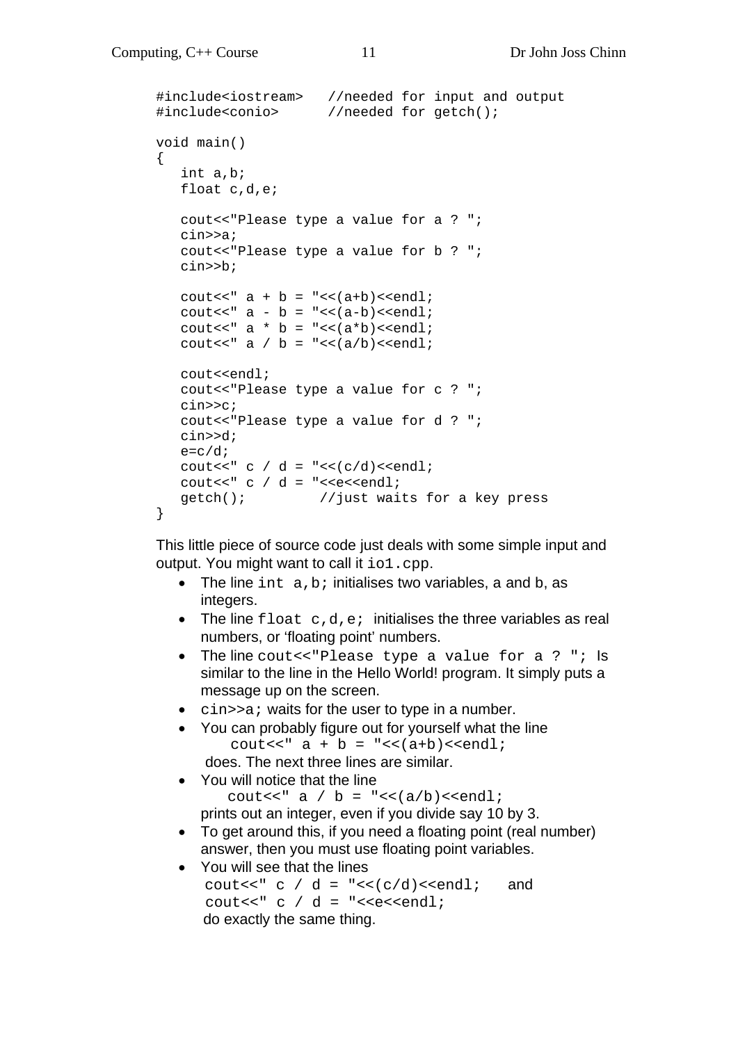```
#include<iostream>   //needed for input and output
#include<conio>      //needed for getch();

void main()
{
   int a,b;
   float c,d,e;

   cout<<"Please type a value for a ? ";
   cin>>a;
   cout<<"Please type a value for b ? ";
   cin>>b;

   cout<<" a + b = "<<(a+b)<<endl;
   cout<<" a - b = "<<(a-b)<<endl;
   cout<<" a * b = "<<(a*b)<<endl;
   cout<<" a / b = "<<(a/b)<<endl;

   cout<<endl;
   cout<<"Please type a value for c ? ";
   cin>>c;
   cout<<"Please type a value for d ? ";
   cin>>d;
   e=c/d;
   cout<<" c / d = "<<(c/d)<<endl;
   cout<<" c / d = "<<e<<endl;
   getch();         //just waits for a key press
}
```

This little piece of source code just deals with some simple input and output. You might want to call it `io1.cpp`.

- The line `int a,b;` initialises two variables, a and b, as integers.
- The line `float c,d,e;` initialises the three variables as real numbers, or ‘floating point’ numbers.
- The line `cout<<"Please type a value for a ? ";` Is similar to the line in the Hello World! program. It simply puts a message up on the screen.
- `cin>>a;` waits for the user to type in a number.
- You can probably figure out for yourself what the line
  `cout<<" a + b = "<<(a+b)<<endl;`
  does. The next three lines are similar.
- You will notice that the line
  `cout<<" a / b = "<<(a/b)<<endl;`
  prints out an integer, even if you divide say 10 by 3.
- To get around this, if you need a floating point (real number) answer, then you must use floating point variables.
- You will see that the lines
  `cout<<" c / d = "<<(c/d)<<endl;` and
  `cout<<" c / d = "<<e<<endl;`
  do exactly the same thing.